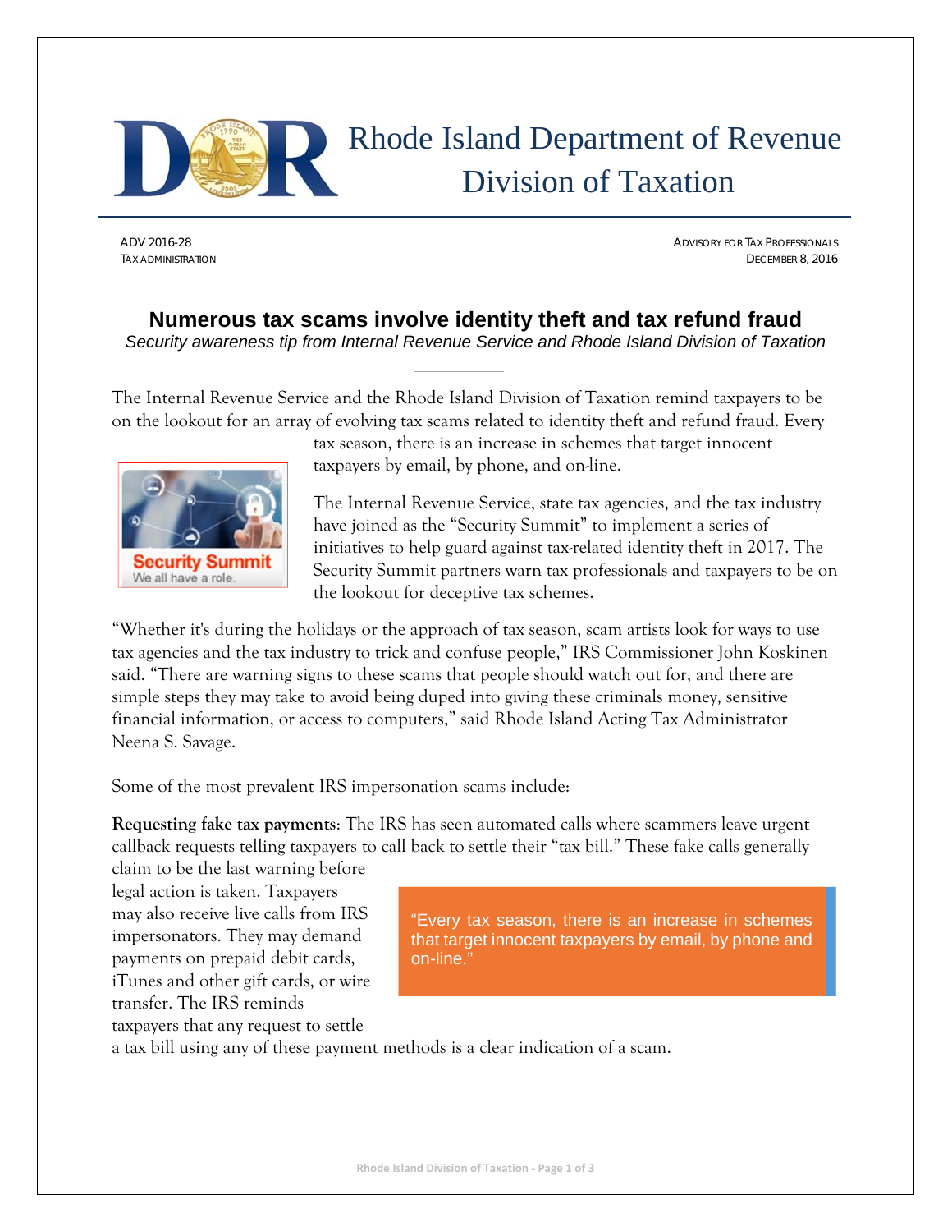# Rhode Island Department of Revenue Division of Taxation

ADV 2016-28
TAX ADMINISTRATION

ADVISORY FOR TAX PROFESSIONALS
DECEMBER 8, 2016

## Numerous tax scams involve identity theft and tax refund fraud

*Security awareness tip from Internal Revenue Service and Rhode Island Division of Taxation*

The Internal Revenue Service and the Rhode Island Division of Taxation remind taxpayers to be on the lookout for an array of evolving tax scams related to identity theft and refund fraud. Every tax season, there is an increase in schemes that target innocent taxpayers by email, by phone, and on-line.

Security Summit
We all have a role.

The Internal Revenue Service, state tax agencies, and the tax industry have joined as the "Security Summit" to implement a series of initiatives to help guard against tax-related identity theft in 2017. The Security Summit partners warn tax professionals and taxpayers to be on the lookout for deceptive tax schemes.

"Whether it's during the holidays or the approach of tax season, scam artists look for ways to use tax agencies and the tax industry to trick and confuse people," IRS Commissioner John Koskinen said. "There are warning signs to these scams that people should watch out for, and there are simple steps they may take to avoid being duped into giving these criminals money, sensitive financial information, or access to computers," said Rhode Island Acting Tax Administrator Neena S. Savage.

Some of the most prevalent IRS impersonation scams include:

**Requesting fake tax payments**: The IRS has seen automated calls where scammers leave urgent callback requests telling taxpayers to call back to settle their "tax bill." These fake calls generally claim to be the last warning before legal action is taken. Taxpayers may also receive live calls from IRS impersonators. They may demand payments on prepaid debit cards, iTunes and other gift cards, or wire transfer. The IRS reminds taxpayers that any request to settle a tax bill using any of these payment methods is a clear indication of a scam.

> "Every tax season, there is an increase in schemes that target innocent taxpayers by email, by phone and on-line."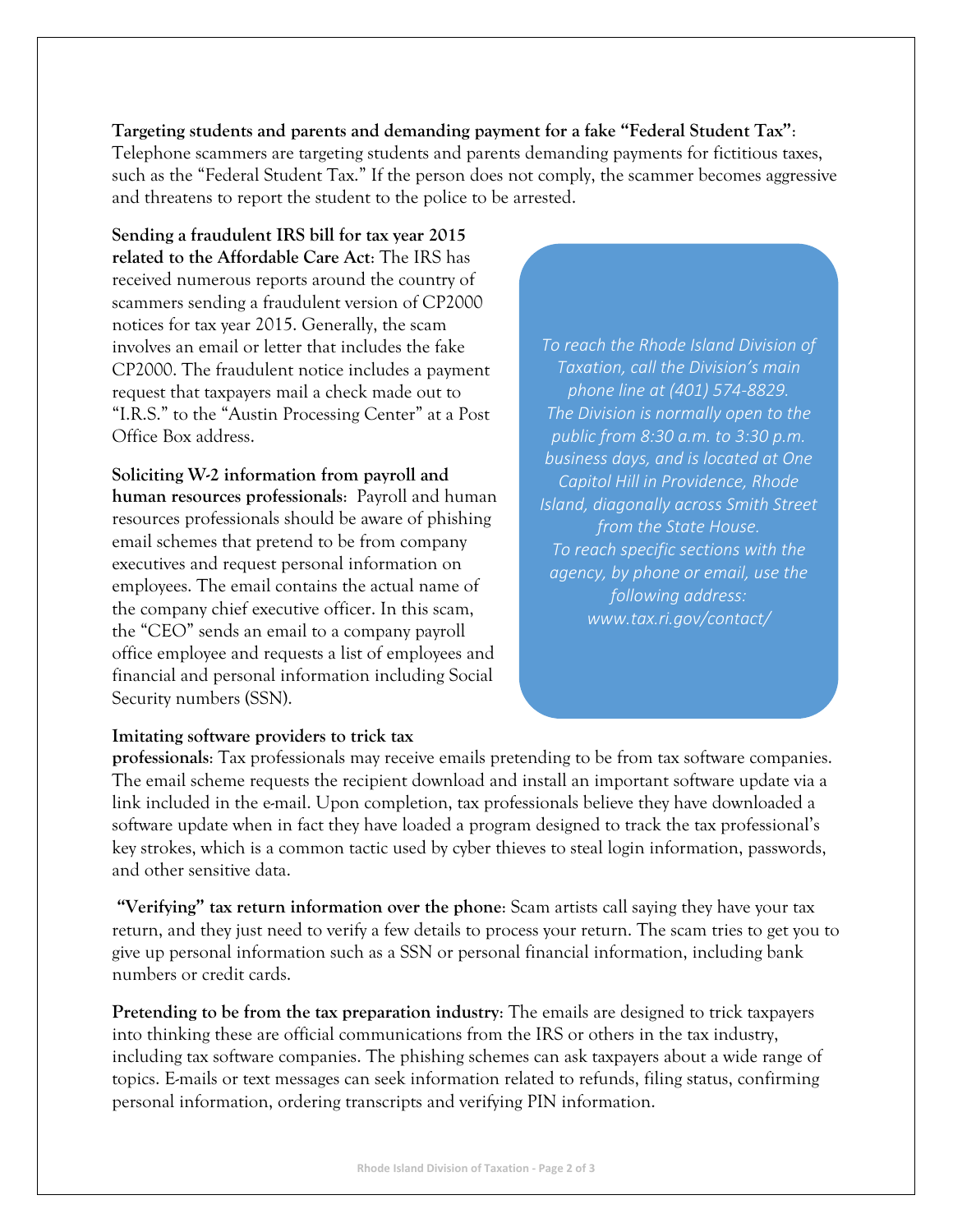**Targeting students and parents and demanding payment for a fake "Federal Student Tax"**: Telephone scammers are targeting students and parents demanding payments for fictitious taxes, such as the "Federal Student Tax." If the person does not comply, the scammer becomes aggressive and threatens to report the student to the police to be arrested.

**Sending a fraudulent IRS bill for tax year 2015 related to the Affordable Care Act**: The IRS has received numerous reports around the country of scammers sending a fraudulent version of CP2000 notices for tax year 2015. Generally, the scam involves an email or letter that includes the fake CP2000. The fraudulent notice includes a payment request that taxpayers mail a check made out to "I.R.S." to the "Austin Processing Center" at a Post Office Box address.

**Soliciting W-2 information from payroll and human resources professionals**: Payroll and human resources professionals should be aware of phishing email schemes that pretend to be from company executives and request personal information on employees. The email contains the actual name of the company chief executive officer. In this scam, the "CEO" sends an email to a company payroll office employee and requests a list of employees and financial and personal information including Social Security numbers (SSN).

*To reach the Rhode Island Division of Taxation, call the Division's main phone line at (401) 574-8829. The Division is normally open to the public from 8:30 a.m. to 3:30 p.m. business days, and is located at One Capitol Hill in Providence, Rhode Island, diagonally across Smith Street from the State House. To reach specific sections with the agency, by phone or email, use the following address: www.tax.ri.gov/contact/*

**Imitating software providers to trick tax professionals**: Tax professionals may receive emails pretending to be from tax software companies. The email scheme requests the recipient download and install an important software update via a link included in the e-mail. Upon completion, tax professionals believe they have downloaded a software update when in fact they have loaded a program designed to track the tax professional's key strokes, which is a common tactic used by cyber thieves to steal login information, passwords, and other sensitive data.

**"Verifying" tax return information over the phone**: Scam artists call saying they have your tax return, and they just need to verify a few details to process your return. The scam tries to get you to give up personal information such as a SSN or personal financial information, including bank numbers or credit cards.

**Pretending to be from the tax preparation industry**: The emails are designed to trick taxpayers into thinking these are official communications from the IRS or others in the tax industry, including tax software companies. The phishing schemes can ask taxpayers about a wide range of topics. E-mails or text messages can seek information related to refunds, filing status, confirming personal information, ordering transcripts and verifying PIN information.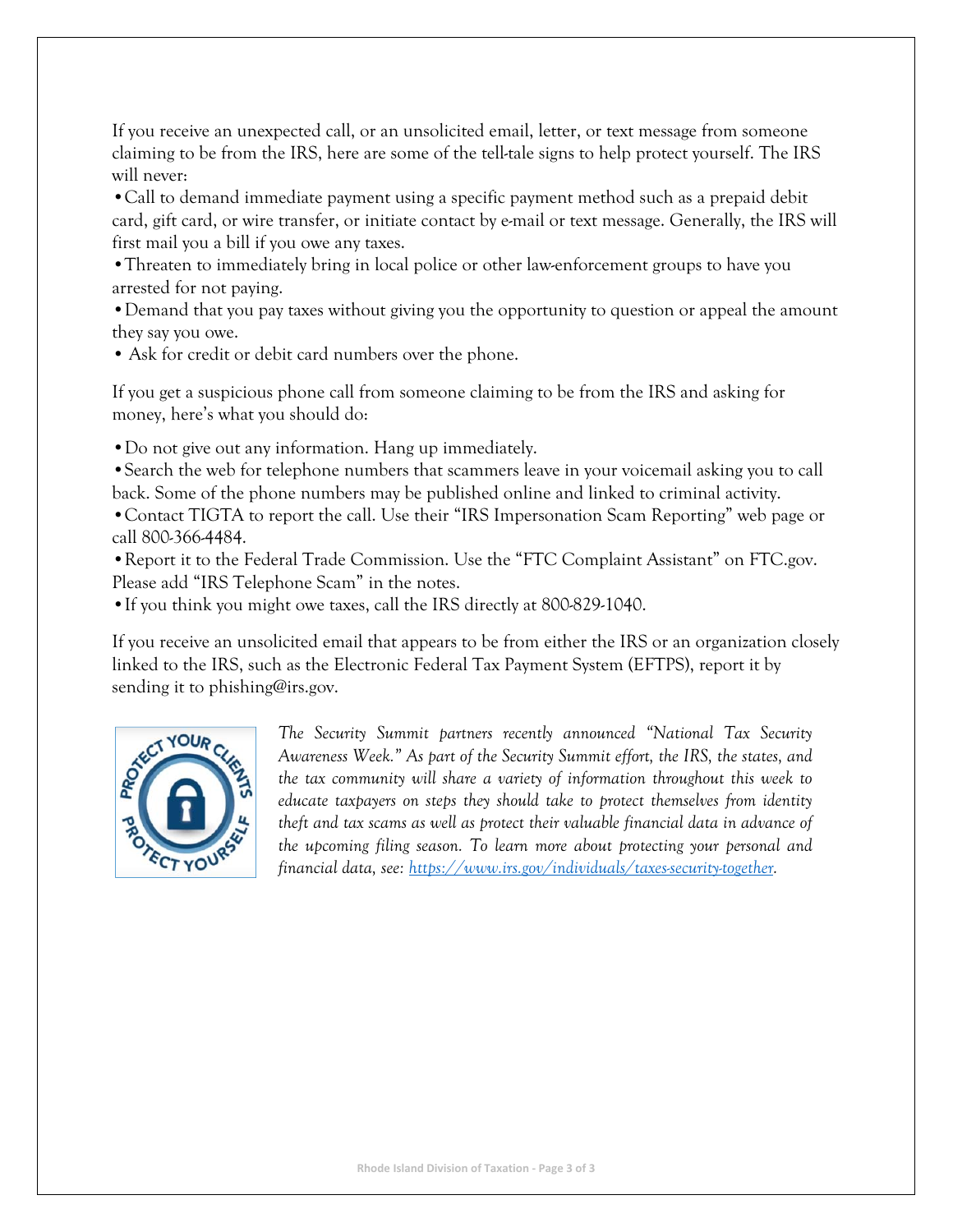If you receive an unexpected call, or an unsolicited email, letter, or text message from someone claiming to be from the IRS, here are some of the tell-tale signs to help protect yourself. The IRS will never:

- Call to demand immediate payment using a specific payment method such as a prepaid debit card, gift card, or wire transfer, or initiate contact by e-mail or text message. Generally, the IRS will first mail you a bill if you owe any taxes.
- Threaten to immediately bring in local police or other law-enforcement groups to have you arrested for not paying.
- Demand that you pay taxes without giving you the opportunity to question or appeal the amount they say you owe.
- Ask for credit or debit card numbers over the phone.

If you get a suspicious phone call from someone claiming to be from the IRS and asking for money, here's what you should do:

- Do not give out any information. Hang up immediately.
- Search the web for telephone numbers that scammers leave in your voicemail asking you to call back. Some of the phone numbers may be published online and linked to criminal activity.
- Contact TIGTA to report the call. Use their "IRS Impersonation Scam Reporting" web page or call 800-366-4484.
- Report it to the Federal Trade Commission. Use the "FTC Complaint Assistant" on FTC.gov. Please add "IRS Telephone Scam" in the notes.
- If you think you might owe taxes, call the IRS directly at 800-829-1040.

If you receive an unsolicited email that appears to be from either the IRS or an organization closely linked to the IRS, such as the Electronic Federal Tax Payment System (EFTPS), report it by sending it to phishing@irs.gov.

PROTECT YOUR CLIENTS PROTECT YOURSELF

*The Security Summit partners recently announced "National Tax Security Awareness Week." As part of the Security Summit effort, the IRS, the states, and the tax community will share a variety of information throughout this week to educate taxpayers on steps they should take to protect themselves from identity theft and tax scams as well as protect their valuable financial data in advance of the upcoming filing season. To learn more about protecting your personal and financial data, see: https://www.irs.gov/individuals/taxes-security-together.*